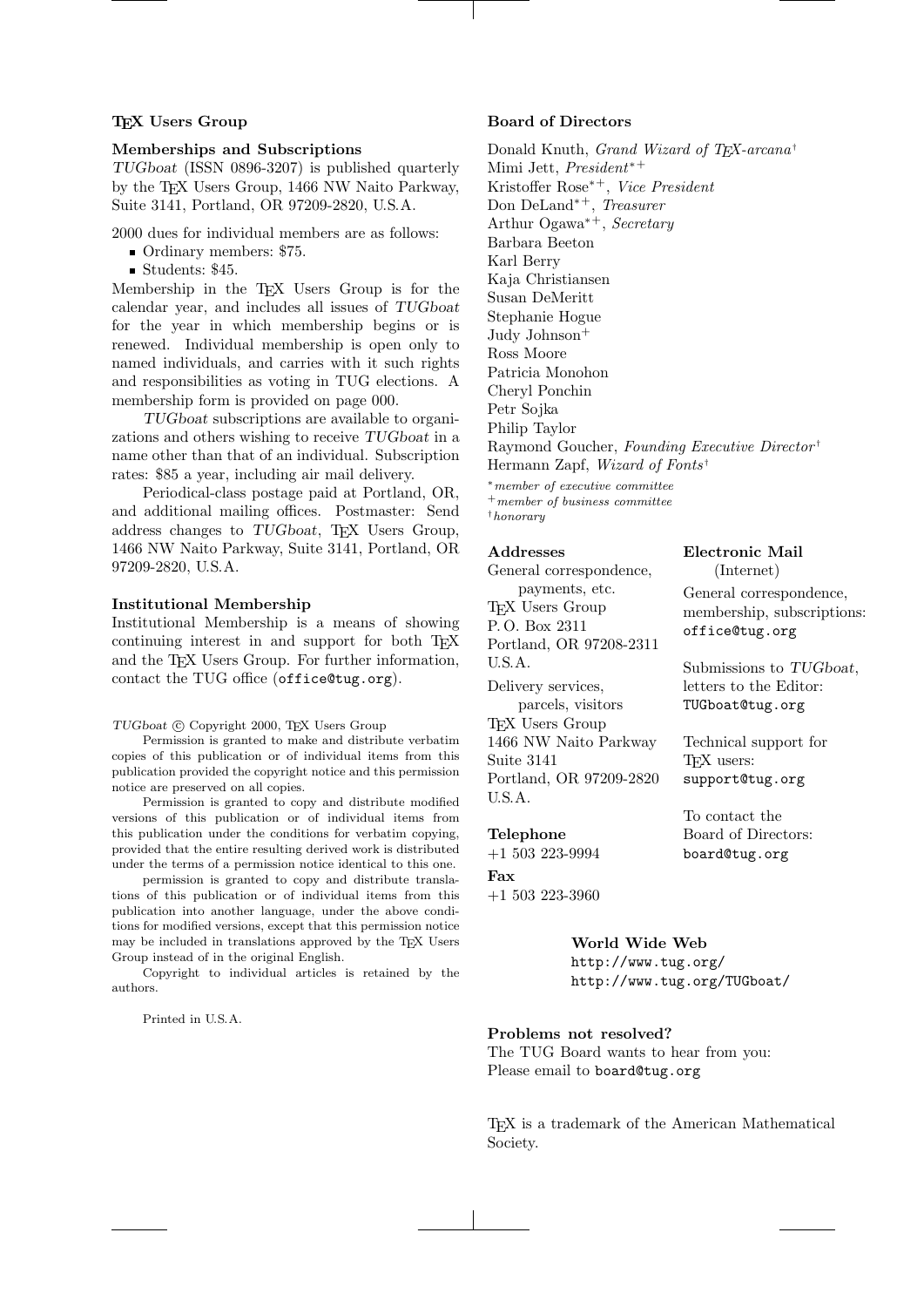### TeX Users Group

#### Memberships and Subscriptions

*TUGboat* (ISSN 0896-3207) is published quarterly by the TeX Users Group, 1466 NW Naito Parkway, Suite 3141, Portland, OR 97209-2820, U.S.A.

2000 dues for individual members are as follows:

- Ordinary members: $75.
- Students: $45.

Membership in the TeX Users Group is for the calendar year, and includes all issues of *TUGboat* for the year in which membership begins or is renewed. Individual membership is open only to named individuals, and carries with it such rights and responsibilities as voting in TUG elections. A membership form is provided on page 000.

*TUGboat* subscriptions are available to organizations and others wishing to receive *TUGboat* in a name other than that of an individual. Subscription rates: $85 a year, including air mail delivery.

Periodical-class postage paid at Portland, OR, and additional mailing offices. Postmaster: Send address changes to *TUGboat*, TeX Users Group, 1466 NW Naito Parkway, Suite 3141, Portland, OR 97209-2820, U.S.A.

#### Institutional Membership

Institutional Membership is a means of showing continuing interest in and support for both TeX and the TeX Users Group. For further information, contact the TUG office (`office@tug.org`).

*TUGboat* © Copyright 2000, TeX Users Group

Permission is granted to make and distribute verbatim copies of this publication or of individual items from this publication provided the copyright notice and this permission notice are preserved on all copies.

Permission is granted to copy and distribute modified versions of this publication or of individual items from this publication under the conditions for verbatim copying, provided that the entire resulting derived work is distributed under the terms of a permission notice identical to this one.

permission is granted to copy and distribute translations of this publication or of individual items from this publication into another language, under the above conditions for modified versions, except that this permission notice may be included in translations approved by the TeX Users Group instead of in the original English.

Copyright to individual articles is retained by the authors.

Printed in U.S.A.

#### Board of Directors

Donald Knuth, *Grand Wizard of TeX-arcana*†
Mimi Jett, *President*∗+
Kristoffer Rose∗+, *Vice President*
Don DeLand∗+, *Treasurer*
Arthur Ogawa∗+, *Secretary*
Barbara Beeton
Karl Berry
Kaja Christiansen
Susan DeMeritt
Stephanie Hogue
Judy Johnson+
Ross Moore
Patricia Monohon
Cheryl Ponchin
Petr Sojka
Philip Taylor
Raymond Goucher, *Founding Executive Director*†
Hermann Zapf, *Wizard of Fonts*†

∗*member of executive committee*
+*member of business committee*
†*honorary*

#### Addresses

General correspondence, payments, etc.
TeX Users Group
P. O. Box 2311
Portland, OR 97208-2311
U.S.A.

Delivery services, parcels, visitors
TeX Users Group
1466 NW Naito Parkway
Suite 3141
Portland, OR 97209-2820
U.S.A.

#### Telephone

+1 503 223-9994

#### Fax

+1 503 223-3960

#### Electronic Mail

(Internet)

General correspondence, membership, subscriptions:
`office@tug.org`

Submissions to *TUGboat*, letters to the Editor:
`TUGboat@tug.org`

Technical support for TeX users:
`support@tug.org`

To contact the Board of Directors:
`board@tug.org`

#### World Wide Web

`http://www.tug.org/`
`http://www.tug.org/TUGboat/`

#### Problems not resolved?

The TUG Board wants to hear from you:
Please email to `board@tug.org`

TeX is a trademark of the American Mathematical Society.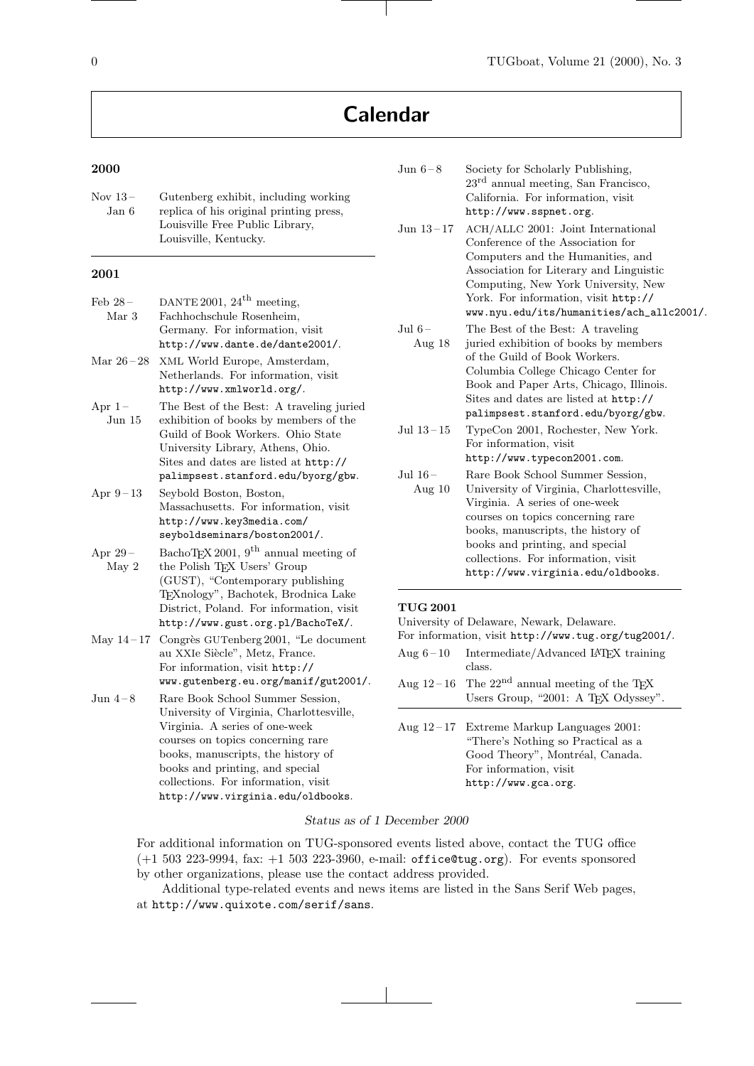# Calendar

## 2000

| | |
|---|---|
| Nov 13 – Jan 6 | Gutenberg exhibit, including working replica of his original printing press, Louisville Free Public Library, Louisville, Kentucky. |

## 2001

| | |
|---|---|
| Feb 28 – Mar 3 | DANTE 2001, 24th meeting, Fachhochschule Rosenheim, Germany. For information, visit http://www.dante.de/dante2001/. |
| Mar 26 – 28 | XML World Europe, Amsterdam, Netherlands. For information, visit http://www.xmlworld.org/. |
| Apr 1 – Jun 15 | The Best of the Best: A traveling juried exhibition of books by members of the Guild of Book Workers. Ohio State University Library, Athens, Ohio. Sites and dates are listed at http://palimpsest.stanford.edu/byorg/gbw. |
| Apr 9 – 13 | Seybold Boston, Boston, Massachusetts. For information, visit http://www.key3media.com/seyboldseminars/boston2001/. |
| Apr 29 – May 2 | BachoTEX 2001, 9th annual meeting of the Polish TEX Users' Group (GUST), "Contemporary publishing TEXnology", Bachotek, Brodnica Lake District, Poland. For information, visit http://www.gust.org.pl/BachoTeX/. |
| May 14 – 17 | Congrès GUTenberg 2001, "Le document au XXIe Siècle", Metz, France. For information, visit http://www.gutenberg.eu.org/manif/gut2001/. |
| Jun 4 – 8 | Rare Book School Summer Session, University of Virginia, Charlottesville, Virginia. A series of one-week courses on topics concerning rare books, manuscripts, the history of books and printing, and special collections. For information, visit http://www.virginia.edu/oldbooks. |
| Jun 6 – 8 | Society for Scholarly Publishing, 23rd annual meeting, San Francisco, California. For information, visit http://www.sspnet.org. |
| Jun 13 – 17 | ACH/ALLC 2001: Joint International Conference of the Association for Computers and the Humanities, and Association for Literary and Linguistic Computing, New York University, New York. For information, visit http://www.nyu.edu/its/humanities/ach_allc2001/. |
| Jul 6 – Aug 18 | The Best of the Best: A traveling juried exhibition of books by members of the Guild of Book Workers. Columbia College Chicago Center for Book and Paper Arts, Chicago, Illinois. Sites and dates are listed at http://palimpsest.stanford.edu/byorg/gbw. |
| Jul 13 – 15 | TypeCon 2001, Rochester, New York. For information, visit http://www.typecon2001.com. |
| Jul 16 – Aug 10 | Rare Book School Summer Session, University of Virginia, Charlottesville, Virginia. A series of one-week courses on topics concerning rare books, manuscripts, the history of books and printing, and special collections. For information, visit http://www.virginia.edu/oldbooks. |

## TUG 2001

University of Delaware, Newark, Delaware.
For information, visit http://www.tug.org/tug2001/.

| | |
|---|---|
| Aug 6 – 10 | Intermediate/Advanced LATEX training class. |
| Aug 12 – 16 | The 22nd annual meeting of the TEX Users Group, "2001: A TEX Odyssey". |

| | |
|---|---|
| Aug 12 – 17 | Extreme Markup Languages 2001: "There's Nothing so Practical as a Good Theory", Montréal, Canada. For information, visit http://www.gca.org. |

*Status as of 1 December 2000*

For additional information on TUG-sponsored events listed above, contact the TUG office (+1 503 223-9994, fax: +1 503 223-3960, e-mail: office@tug.org). For events sponsored by other organizations, please use the contact address provided.

Additional type-related events and news items are listed in the Sans Serif Web pages, at http://www.quixote.com/serif/sans.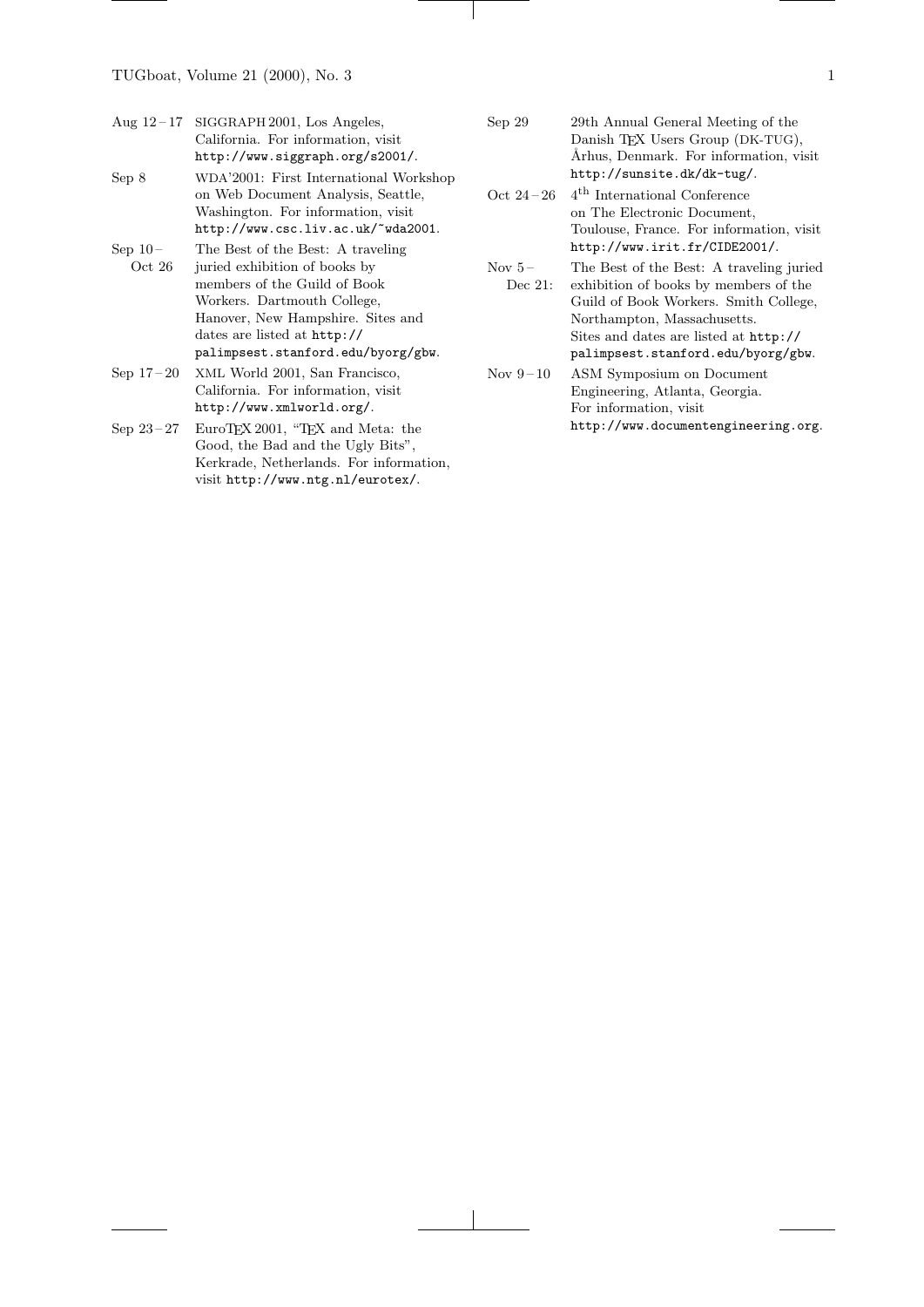Aug 12 – 17 SIGGRAPH 2001, Los Angeles, California. For information, visit `http://www.siggraph.org/s2001/`.

Sep 8 WDA'2001: First International Workshop on Web Document Analysis, Seattle, Washington. For information, visit `http://www.csc.liv.ac.uk/~wda2001`.

Sep 10 – Oct 26 The Best of the Best: A traveling juried exhibition of books by members of the Guild of Book Workers. Dartmouth College, Hanover, New Hampshire. Sites and dates are listed at `http://palimpsest.stanford.edu/byorg/gbw`.

Sep 17 – 20 XML World 2001, San Francisco, California. For information, visit `http://www.xmlworld.org/`.

Sep 23 – 27 EuroTEX 2001, "TEX and Meta: the Good, the Bad and the Ugly Bits", Kerkrade, Netherlands. For information, visit `http://www.ntg.nl/eurotex/`.

Sep 29 29th Annual General Meeting of the Danish TEX Users Group (DK-TUG), Århus, Denmark. For information, visit `http://sunsite.dk/dk-tug/`.

Oct 24 – 26 4th International Conference on The Electronic Document, Toulouse, France. For information, visit `http://www.irit.fr/CIDE2001/`.

Nov 5 – Dec 21: The Best of the Best: A traveling juried exhibition of books by members of the Guild of Book Workers. Smith College, Northampton, Massachusetts. Sites and dates are listed at `http://palimpsest.stanford.edu/byorg/gbw`.

Nov 9 – 10 ASM Symposium on Document Engineering, Atlanta, Georgia. For information, visit `http://www.documentengineering.org`.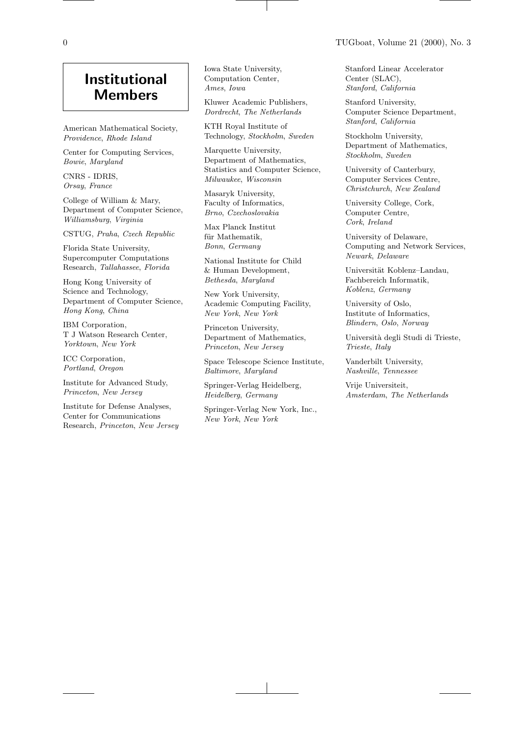# Institutional Members

American Mathematical Society, *Providence*, *Rhode Island*

Center for Computing Services, *Bowie*, *Maryland*

CNRS - IDRIS, *Orsay*, *France*

College of William & Mary, Department of Computer Science, *Williamsburg*, *Virginia*

CSTUG, *Praha*, *Czech Republic*

Florida State University, Supercomputer Computations Research, *Tallahassee*, *Florida*

Hong Kong University of Science and Technology, Department of Computer Science, *Hong Kong*, *China*

IBM Corporation, T J Watson Research Center, *Yorktown*, *New York*

ICC Corporation, *Portland*, *Oregon*

Institute for Advanced Study, *Princeton*, *New Jersey*

Institute for Defense Analyses, Center for Communications Research, *Princeton*, *New Jersey*

Iowa State University, Computation Center, *Ames*, *Iowa*

Kluwer Academic Publishers, *Dordrecht*, *The Netherlands*

KTH Royal Institute of Technology, *Stockholm*, *Sweden*

Marquette University, Department of Mathematics, Statistics and Computer Science, *Milwaukee*, *Wisconsin*

Masaryk University, Faculty of Informatics, *Brno*, *Czechoslovakia*

Max Planck Institut für Mathematik, *Bonn*, *Germany*

National Institute for Child & Human Development, *Bethesda*, *Maryland*

New York University, Academic Computing Facility, *New York*, *New York*

Princeton University, Department of Mathematics, *Princeton*, *New Jersey*

Space Telescope Science Institute, *Baltimore*, *Maryland*

Springer-Verlag Heidelberg, *Heidelberg*, *Germany*

Springer-Verlag New York, Inc., *New York*, *New York*

Stanford Linear Accelerator Center (SLAC), *Stanford*, *California*

Stanford University, Computer Science Department, *Stanford*, *California*

Stockholm University, Department of Mathematics, *Stockholm*, *Sweden*

University of Canterbury, Computer Services Centre, *Christchurch*, *New Zealand*

University College, Cork, Computer Centre, *Cork*, *Ireland*

University of Delaware, Computing and Network Services, *Newark*, *Delaware*

Universität Koblenz–Landau, Fachbereich Informatik, *Koblenz*, *Germany*

University of Oslo, Institute of Informatics, *Blindern*, *Oslo*, *Norway*

Università degli Studi di Trieste, *Trieste*, *Italy*

Vanderbilt University, *Nashville*, *Tennessee*

Vrije Universiteit, *Amsterdam*, *The Netherlands*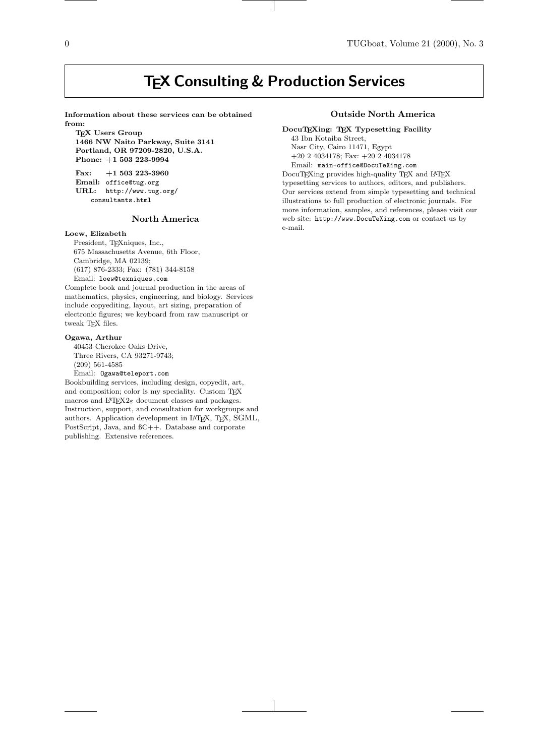# TeX Consulting & Production Services

**Information about these services can be obtained from:**

**TeX Users Group**
**1466 NW Naito Parkway, Suite 3141**
**Portland, OR 97209-2820, U.S.A.**
**Phone: +1 503 223-9994**

**Fax:** **+1 503 223-3960**
**Email:** `office@tug.org`
**URL:** `http://www.tug.org/consultants.html`

## North America

**Loew, Elizabeth**
President, TeXniques, Inc.,
675 Massachusetts Avenue, 6th Floor,
Cambridge, MA 02139;
(617) 876-2333; Fax: (781) 344-8158
Email: `loew@texniques.com`

Complete book and journal production in the areas of mathematics, physics, engineering, and biology. Services include copyediting, layout, art sizing, preparation of electronic figures; we keyboard from raw manuscript or tweak TeX files.

**Ogawa, Arthur**
40453 Cherokee Oaks Drive,
Three Rivers, CA 93271-9743;
(209) 561-4585
Email: `Ogawa@teleport.com`

Bookbuilding services, including design, copyedit, art, and composition; color is my speciality. Custom TeX macros and LaTeX2ε document classes and packages. Instruction, support, and consultation for workgroups and authors. Application development in LaTeX, TeX, SGML, PostScript, Java, and ßC++. Database and corporate publishing. Extensive references.

## Outside North America

**DocuTeXing: TeX Typesetting Facility**
43 Ibn Kotaiba Street,
Nasr City, Cairo 11471, Egypt
+20 2 4034178; Fax: +20 2 4034178
Email: `main-office@DocuTeXing.com`

DocuTeXing provides high-quality TeX and LaTeX typesetting services to authors, editors, and publishers. Our services extend from simple typesetting and technical illustrations to full production of electronic journals. For more information, samples, and references, please visit our web site: `http://www.DocuTeXing.com` or contact us by e-mail.